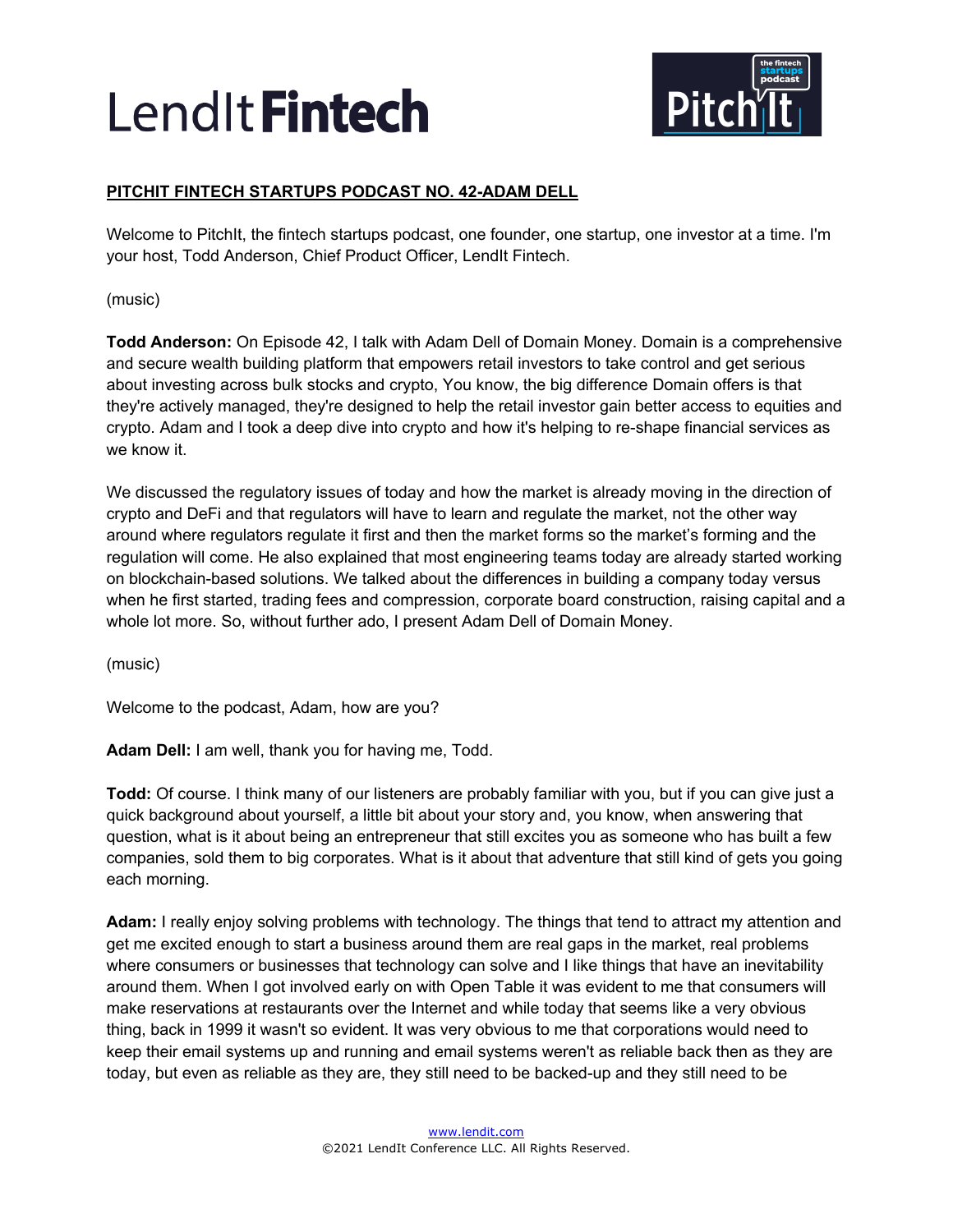**PITCHIT FINTECH STARTUPS PODCAST NO. 42-ADAM DELL**

Welcome to PitchIt, the fintech startups podcast, one founder, one startup, one investor at a time. I'm your host, Todd Anderson, Chief Product Officer, LendIt Fintech.

(music)

**Todd Anderson:** On Episode 42, I talk with Adam Dell of Domain Money. Domain is a comprehensive and secure wealth building platform that empowers retail investors to take control and get serious about investing across bulk stocks and crypto, You know, the big difference Domain offers is that they're actively managed, they're designed to help the retail investor gain better access to equities and crypto. Adam and I took a deep dive into crypto and how it's helping to re-shape financial services as we know it.

We discussed the regulatory issues of today and how the market is already moving in the direction of crypto and DeFi and that regulators will have to learn and regulate the market, not the other way around where regulators regulate it first and then the market forms so the market's forming and the regulation will come. He also explained that most engineering teams today are already started working on blockchain-based solutions. We talked about the differences in building a company today versus when he first started, trading fees and compression, corporate board construction, raising capital and a whole lot more. So, without further ado, I present Adam Dell of Domain Money.

(music)

Welcome to the podcast, Adam, how are you?

**Adam Dell:** I am well, thank you for having me, Todd.

**Todd:** Of course. I think many of our listeners are probably familiar with you, but if you can give just a quick background about yourself, a little bit about your story and, you know, when answering that question, what is it about being an entrepreneur that still excites you as someone who has built a few companies, sold them to big corporates. What is it about that adventure that still kind of gets you going each morning.

**Adam:** I really enjoy solving problems with technology. The things that tend to attract my attention and get me excited enough to start a business around them are real gaps in the market, real problems where consumers or businesses that technology can solve and I like things that have an inevitability around them. When I got involved early on with Open Table it was evident to me that consumers will make reservations at restaurants over the Internet and while today that seems like a very obvious thing, back in 1999 it wasn't so evident. It was very obvious to me that corporations would need to keep their email systems up and running and email systems weren't as reliable back then as they are today, but even as reliable as they are, they still need to be backed-up and they still need to be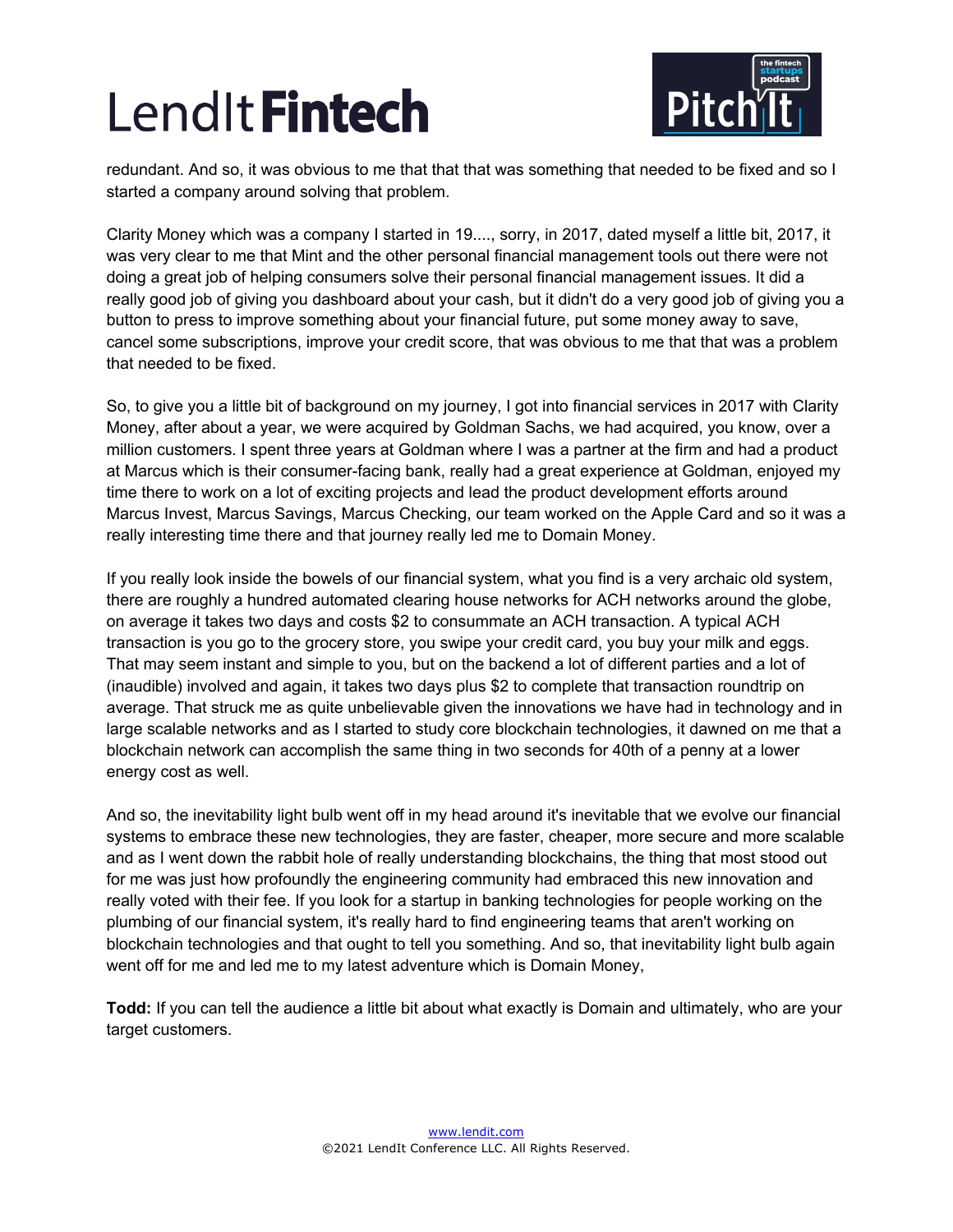redundant. And so, it was obvious to me that that that was something that needed to be fixed and so I started a company around solving that problem.

Clarity Money which was a company I started in 19...., sorry, in 2017, dated myself a little bit, 2017, it was very clear to me that Mint and the other personal financial management tools out there were not doing a great job of helping consumers solve their personal financial management issues. It did a really good job of giving you dashboard about your cash, but it didn't do a very good job of giving you a button to press to improve something about your financial future, put some money away to save, cancel some subscriptions, improve your credit score, that was obvious to me that that was a problem that needed to be fixed.

So, to give you a little bit of background on my journey, I got into financial services in 2017 with Clarity Money, after about a year, we were acquired by Goldman Sachs, we had acquired, you know, over a million customers. I spent three years at Goldman where I was a partner at the firm and had a product at Marcus which is their consumer-facing bank, really had a great experience at Goldman, enjoyed my time there to work on a lot of exciting projects and lead the product development efforts around Marcus Invest, Marcus Savings, Marcus Checking, our team worked on the Apple Card and so it was a really interesting time there and that journey really led me to Domain Money.

If you really look inside the bowels of our financial system, what you find is a very archaic old system, there are roughly a hundred automated clearing house networks for ACH networks around the globe, on average it takes two days and costs $2 to consummate an ACH transaction. A typical ACH transaction is you go to the grocery store, you swipe your credit card, you buy your milk and eggs. That may seem instant and simple to you, but on the backend a lot of different parties and a lot of (inaudible) involved and again, it takes two days plus $2 to complete that transaction roundtrip on average. That struck me as quite unbelievable given the innovations we have had in technology and in large scalable networks and as I started to study core blockchain technologies, it dawned on me that a blockchain network can accomplish the same thing in two seconds for 40th of a penny at a lower energy cost as well.

And so, the inevitability light bulb went off in my head around it's inevitable that we evolve our financial systems to embrace these new technologies, they are faster, cheaper, more secure and more scalable and as I went down the rabbit hole of really understanding blockchains, the thing that most stood out for me was just how profoundly the engineering community had embraced this new innovation and really voted with their fee. If you look for a startup in banking technologies for people working on the plumbing of our financial system, it's really hard to find engineering teams that aren't working on blockchain technologies and that ought to tell you something. And so, that inevitability light bulb again went off for me and led me to my latest adventure which is Domain Money,

**Todd:** If you can tell the audience a little bit about what exactly is Domain and ultimately, who are your target customers.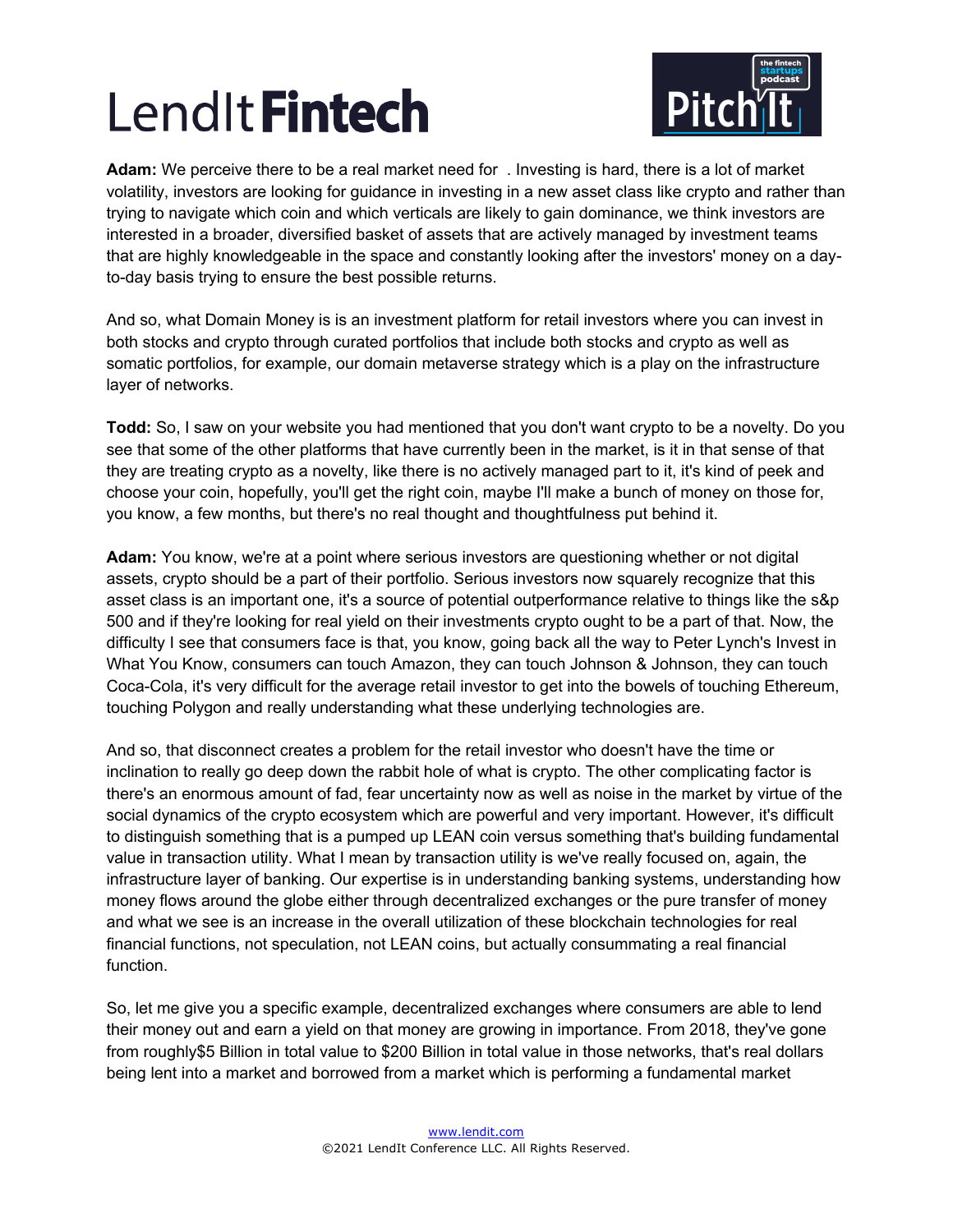**Adam:** We perceive there to be a real market need for . Investing is hard, there is a lot of market volatility, investors are looking for guidance in investing in a new asset class like crypto and rather than trying to navigate which coin and which verticals are likely to gain dominance, we think investors are interested in a broader, diversified basket of assets that are actively managed by investment teams that are highly knowledgeable in the space and constantly looking after the investors' money on a day-to-day basis trying to ensure the best possible returns.

And so, what Domain Money is is an investment platform for retail investors where you can invest in both stocks and crypto through curated portfolios that include both stocks and crypto as well as somatic portfolios, for example, our domain metaverse strategy which is a play on the infrastructure layer of networks.

**Todd:** So, I saw on your website you had mentioned that you don't want crypto to be a novelty. Do you see that some of the other platforms that have currently been in the market, is it in that sense of that they are treating crypto as a novelty, like there is no actively managed part to it, it's kind of peek and choose your coin, hopefully, you'll get the right coin, maybe I'll make a bunch of money on those for, you know, a few months, but there's no real thought and thoughtfulness put behind it.

**Adam:** You know, we're at a point where serious investors are questioning whether or not digital assets, crypto should be a part of their portfolio. Serious investors now squarely recognize that this asset class is an important one, it's a source of potential outperformance relative to things like the s&p 500 and if they're looking for real yield on their investments crypto ought to be a part of that. Now, the difficulty I see that consumers face is that, you know, going back all the way to Peter Lynch's Invest in What You Know, consumers can touch Amazon, they can touch Johnson & Johnson, they can touch Coca-Cola, it's very difficult for the average retail investor to get into the bowels of touching Ethereum, touching Polygon and really understanding what these underlying technologies are.

And so, that disconnect creates a problem for the retail investor who doesn't have the time or inclination to really go deep down the rabbit hole of what is crypto. The other complicating factor is there's an enormous amount of fad, fear uncertainty now as well as noise in the market by virtue of the social dynamics of the crypto ecosystem which are powerful and very important. However, it's difficult to distinguish something that is a pumped up LEAN coin versus something that's building fundamental value in transaction utility. What I mean by transaction utility is we've really focused on, again, the infrastructure layer of banking. Our expertise is in understanding banking systems, understanding how money flows around the globe either through decentralized exchanges or the pure transfer of money and what we see is an increase in the overall utilization of these blockchain technologies for real financial functions, not speculation, not LEAN coins, but actually consummating a real financial function.

So, let me give you a specific example, decentralized exchanges where consumers are able to lend their money out and earn a yield on that money are growing in importance. From 2018, they've gone from roughly$5 Billion in total value to $200 Billion in total value in those networks, that's real dollars being lent into a market and borrowed from a market which is performing a fundamental market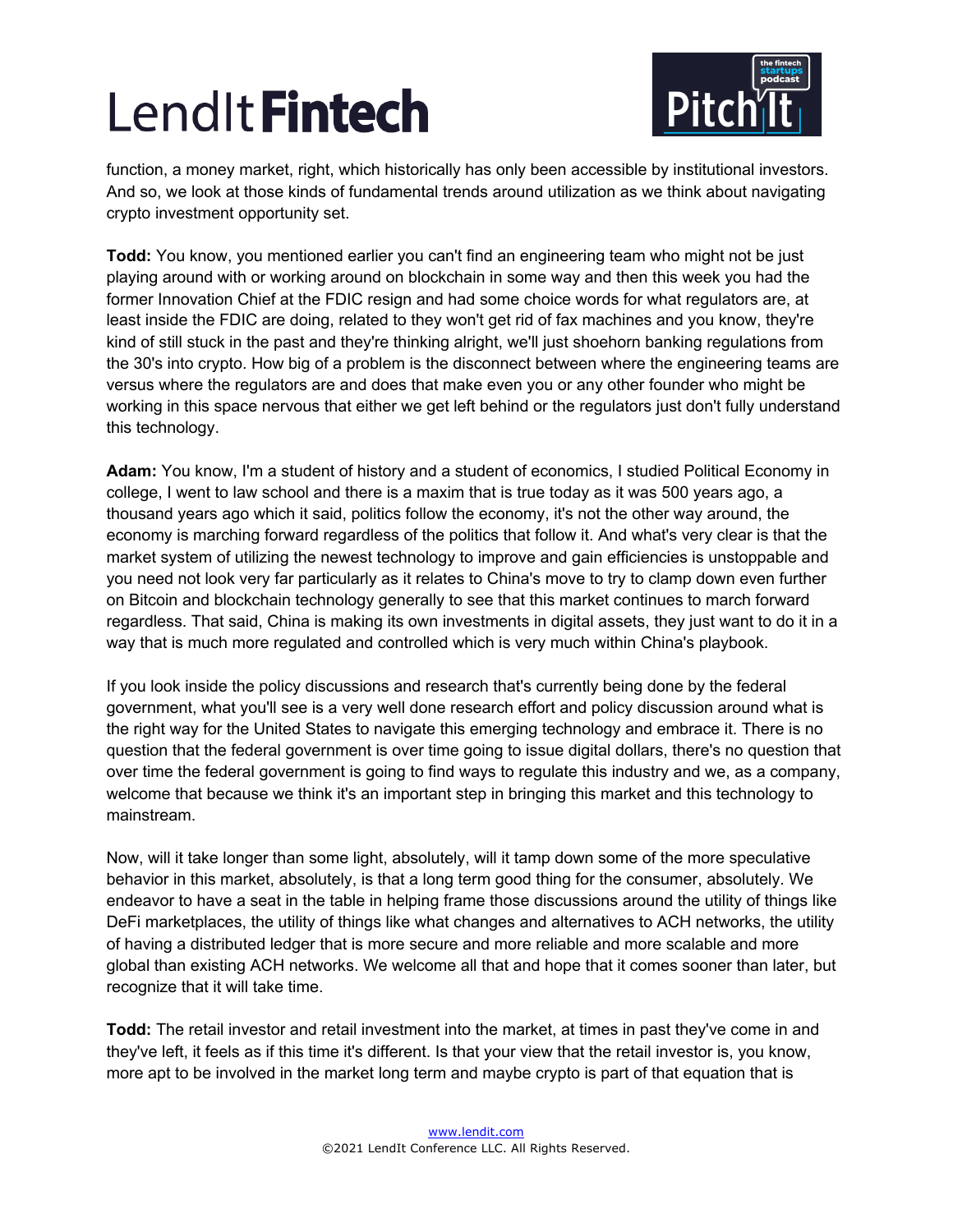function, a money market, right, which historically has only been accessible by institutional investors. And so, we look at those kinds of fundamental trends around utilization as we think about navigating crypto investment opportunity set.

**Todd:** You know, you mentioned earlier you can't find an engineering team who might not be just playing around with or working around on blockchain in some way and then this week you had the former Innovation Chief at the FDIC resign and had some choice words for what regulators are, at least inside the FDIC are doing, related to they won't get rid of fax machines and you know, they're kind of still stuck in the past and they're thinking alright, we'll just shoehorn banking regulations from the 30's into crypto. How big of a problem is the disconnect between where the engineering teams are versus where the regulators are and does that make even you or any other founder who might be working in this space nervous that either we get left behind or the regulators just don't fully understand this technology.

**Adam:** You know, I'm a student of history and a student of economics, I studied Political Economy in college, I went to law school and there is a maxim that is true today as it was 500 years ago, a thousand years ago which it said, politics follow the economy, it's not the other way around, the economy is marching forward regardless of the politics that follow it. And what's very clear is that the market system of utilizing the newest technology to improve and gain efficiencies is unstoppable and you need not look very far particularly as it relates to China's move to try to clamp down even further on Bitcoin and blockchain technology generally to see that this market continues to march forward regardless. That said, China is making its own investments in digital assets, they just want to do it in a way that is much more regulated and controlled which is very much within China's playbook.

If you look inside the policy discussions and research that's currently being done by the federal government, what you'll see is a very well done research effort and policy discussion around what is the right way for the United States to navigate this emerging technology and embrace it. There is no question that the federal government is over time going to issue digital dollars, there's no question that over time the federal government is going to find ways to regulate this industry and we, as a company, welcome that because we think it's an important step in bringing this market and this technology to mainstream.

Now, will it take longer than some light, absolutely, will it tamp down some of the more speculative behavior in this market, absolutely, is that a long term good thing for the consumer, absolutely. We endeavor to have a seat in the table in helping frame those discussions around the utility of things like DeFi marketplaces, the utility of things like what changes and alternatives to ACH networks, the utility of having a distributed ledger that is more secure and more reliable and more scalable and more global than existing ACH networks. We welcome all that and hope that it comes sooner than later, but recognize that it will take time.

**Todd:** The retail investor and retail investment into the market, at times in past they've come in and they've left, it feels as if this time it's different. Is that your view that the retail investor is, you know, more apt to be involved in the market long term and maybe crypto is part of that equation that is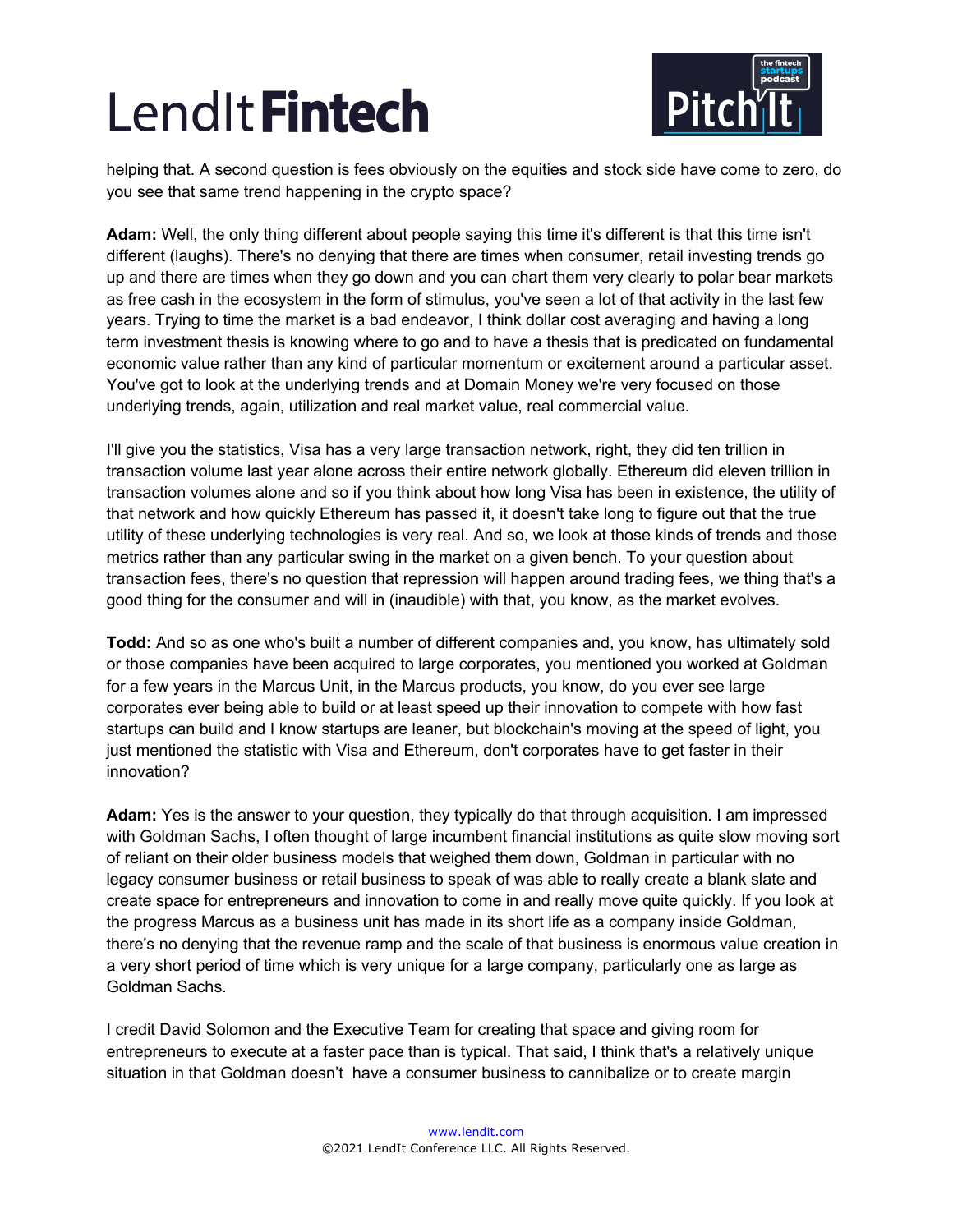helping that. A second question is fees obviously on the equities and stock side have come to zero, do you see that same trend happening in the crypto space?

**Adam:** Well, the only thing different about people saying this time it's different is that this time isn't different (laughs). There's no denying that there are times when consumer, retail investing trends go up and there are times when they go down and you can chart them very clearly to polar bear markets as free cash in the ecosystem in the form of stimulus, you've seen a lot of that activity in the last few years. Trying to time the market is a bad endeavor, I think dollar cost averaging and having a long term investment thesis is knowing where to go and to have a thesis that is predicated on fundamental economic value rather than any kind of particular momentum or excitement around a particular asset. You've got to look at the underlying trends and at Domain Money we're very focused on those underlying trends, again, utilization and real market value, real commercial value.

I'll give you the statistics, Visa has a very large transaction network, right, they did ten trillion in transaction volume last year alone across their entire network globally. Ethereum did eleven trillion in transaction volumes alone and so if you think about how long Visa has been in existence, the utility of that network and how quickly Ethereum has passed it, it doesn't take long to figure out that the true utility of these underlying technologies is very real. And so, we look at those kinds of trends and those metrics rather than any particular swing in the market on a given bench. To your question about transaction fees, there's no question that repression will happen around trading fees, we thing that's a good thing for the consumer and will in (inaudible) with that, you know, as the market evolves.

**Todd:** And so as one who's built a number of different companies and, you know, has ultimately sold or those companies have been acquired to large corporates, you mentioned you worked at Goldman for a few years in the Marcus Unit, in the Marcus products, you know, do you ever see large corporates ever being able to build or at least speed up their innovation to compete with how fast startups can build and I know startups are leaner, but blockchain's moving at the speed of light, you just mentioned the statistic with Visa and Ethereum, don't corporates have to get faster in their innovation?

**Adam:** Yes is the answer to your question, they typically do that through acquisition. I am impressed with Goldman Sachs, I often thought of large incumbent financial institutions as quite slow moving sort of reliant on their older business models that weighed them down, Goldman in particular with no legacy consumer business or retail business to speak of was able to really create a blank slate and create space for entrepreneurs and innovation to come in and really move quite quickly. If you look at the progress Marcus as a business unit has made in its short life as a company inside Goldman, there's no denying that the revenue ramp and the scale of that business is enormous value creation in a very short period of time which is very unique for a large company, particularly one as large as Goldman Sachs.

I credit David Solomon and the Executive Team for creating that space and giving room for entrepreneurs to execute at a faster pace than is typical. That said, I think that's a relatively unique situation in that Goldman doesn't have a consumer business to cannibalize or to create margin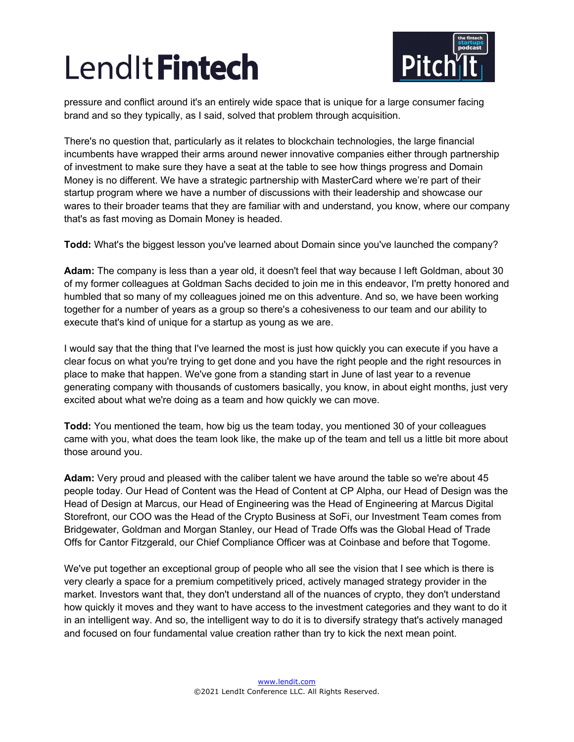pressure and conflict around it's an entirely wide space that is unique for a large consumer facing brand and so they typically, as I said, solved that problem through acquisition.

There's no question that, particularly as it relates to blockchain technologies, the large financial incumbents have wrapped their arms around newer innovative companies either through partnership of investment to make sure they have a seat at the table to see how things progress and Domain Money is no different. We have a strategic partnership with MasterCard where we're part of their startup program where we have a number of discussions with their leadership and showcase our wares to their broader teams that they are familiar with and understand, you know, where our company that's as fast moving as Domain Money is headed.

**Todd:** What's the biggest lesson you've learned about Domain since you've launched the company?

**Adam:** The company is less than a year old, it doesn't feel that way because I left Goldman, about 30 of my former colleagues at Goldman Sachs decided to join me in this endeavor, I'm pretty honored and humbled that so many of my colleagues joined me on this adventure. And so, we have been working together for a number of years as a group so there's a cohesiveness to our team and our ability to execute that's kind of unique for a startup as young as we are.

I would say that the thing that I've learned the most is just how quickly you can execute if you have a clear focus on what you're trying to get done and you have the right people and the right resources in place to make that happen. We've gone from a standing start in June of last year to a revenue generating company with thousands of customers basically, you know, in about eight months, just very excited about what we're doing as a team and how quickly we can move.

**Todd:** You mentioned the team, how big us the team today, you mentioned 30 of your colleagues came with you, what does the team look like, the make up of the team and tell us a little bit more about those around you.

**Adam:** Very proud and pleased with the caliber talent we have around the table so we're about 45 people today. Our Head of Content was the Head of Content at CP Alpha, our Head of Design was the Head of Design at Marcus, our Head of Engineering was the Head of Engineering at Marcus Digital Storefront, our COO was the Head of the Crypto Business at SoFi, our Investment Team comes from Bridgewater, Goldman and Morgan Stanley, our Head of Trade Offs was the Global Head of Trade Offs for Cantor Fitzgerald, our Chief Compliance Officer was at Coinbase and before that Togome.

We've put together an exceptional group of people who all see the vision that I see which is there is very clearly a space for a premium competitively priced, actively managed strategy provider in the market. Investors want that, they don't understand all of the nuances of crypto, they don't understand how quickly it moves and they want to have access to the investment categories and they want to do it in an intelligent way. And so, the intelligent way to do it is to diversify strategy that's actively managed and focused on four fundamental value creation rather than try to kick the next mean point.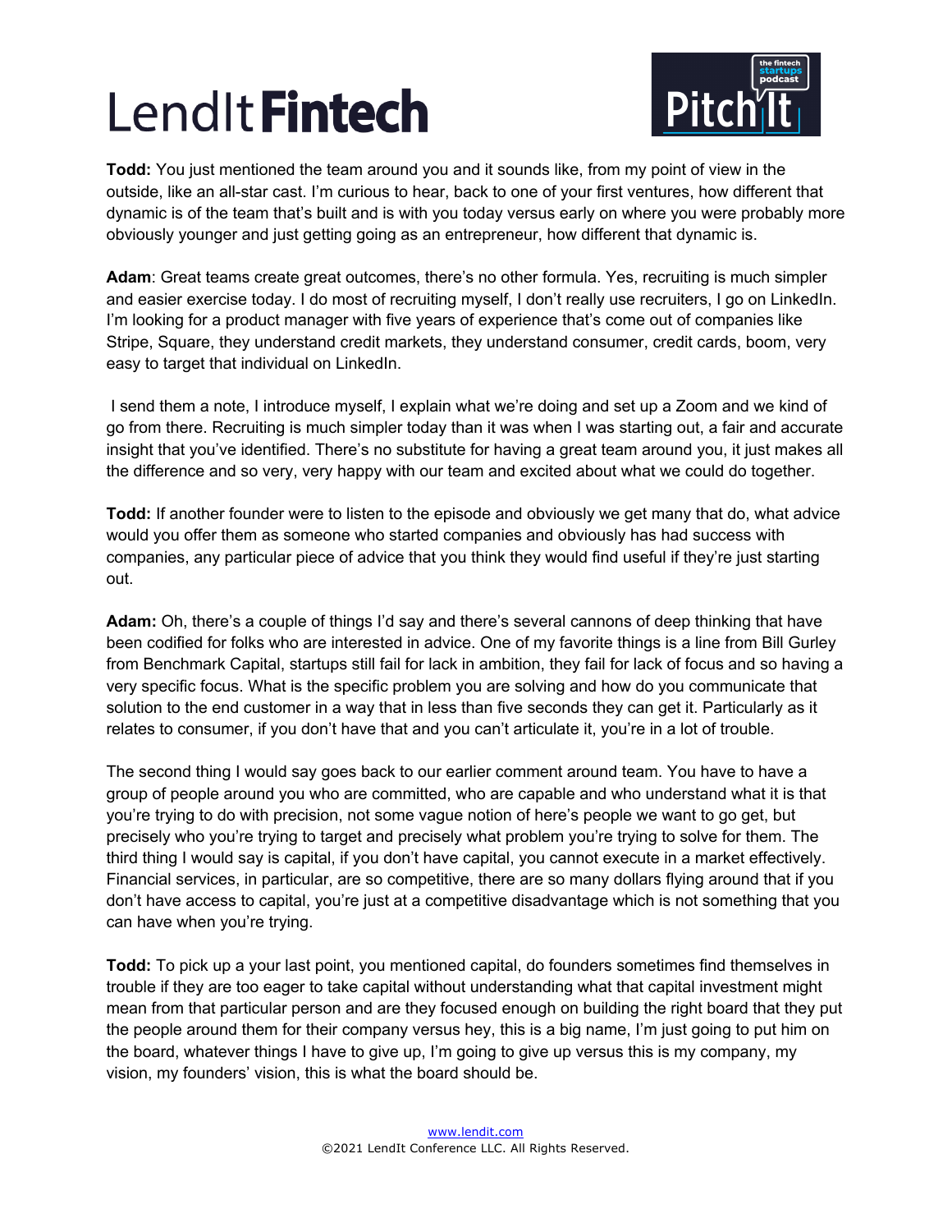**Todd:** You just mentioned the team around you and it sounds like, from my point of view in the outside, like an all-star cast. I'm curious to hear, back to one of your first ventures, how different that dynamic is of the team that's built and is with you today versus early on where you were probably more obviously younger and just getting going as an entrepreneur, how different that dynamic is.

**Adam**: Great teams create great outcomes, there's no other formula. Yes, recruiting is much simpler and easier exercise today. I do most of recruiting myself, I don't really use recruiters, I go on LinkedIn. I'm looking for a product manager with five years of experience that's come out of companies like Stripe, Square, they understand credit markets, they understand consumer, credit cards, boom, very easy to target that individual on LinkedIn.

I send them a note, I introduce myself, I explain what we're doing and set up a Zoom and we kind of go from there. Recruiting is much simpler today than it was when I was starting out, a fair and accurate insight that you've identified. There's no substitute for having a great team around you, it just makes all the difference and so very, very happy with our team and excited about what we could do together.

**Todd:** If another founder were to listen to the episode and obviously we get many that do, what advice would you offer them as someone who started companies and obviously has had success with companies, any particular piece of advice that you think they would find useful if they're just starting out.

**Adam:** Oh, there's a couple of things I'd say and there's several cannons of deep thinking that have been codified for folks who are interested in advice. One of my favorite things is a line from Bill Gurley from Benchmark Capital, startups still fail for lack in ambition, they fail for lack of focus and so having a very specific focus. What is the specific problem you are solving and how do you communicate that solution to the end customer in a way that in less than five seconds they can get it. Particularly as it relates to consumer, if you don't have that and you can't articulate it, you're in a lot of trouble.

The second thing I would say goes back to our earlier comment around team. You have to have a group of people around you who are committed, who are capable and who understand what it is that you're trying to do with precision, not some vague notion of here's people we want to go get, but precisely who you're trying to target and precisely what problem you're trying to solve for them. The third thing I would say is capital, if you don't have capital, you cannot execute in a market effectively. Financial services, in particular, are so competitive, there are so many dollars flying around that if you don't have access to capital, you're just at a competitive disadvantage which is not something that you can have when you're trying.

**Todd:** To pick up a your last point, you mentioned capital, do founders sometimes find themselves in trouble if they are too eager to take capital without understanding what that capital investment might mean from that particular person and are they focused enough on building the right board that they put the people around them for their company versus hey, this is a big name, I'm just going to put him on the board, whatever things I have to give up, I'm going to give up versus this is my company, my vision, my founders' vision, this is what the board should be.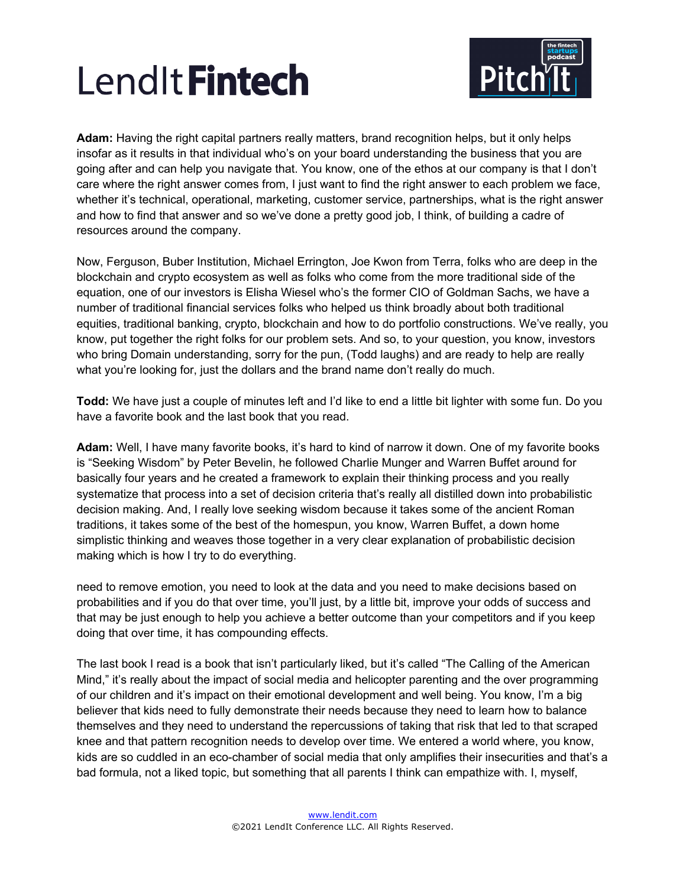**Adam:** Having the right capital partners really matters, brand recognition helps, but it only helps insofar as it results in that individual who's on your board understanding the business that you are going after and can help you navigate that. You know, one of the ethos at our company is that I don't care where the right answer comes from, I just want to find the right answer to each problem we face, whether it's technical, operational, marketing, customer service, partnerships, what is the right answer and how to find that answer and so we've done a pretty good job, I think, of building a cadre of resources around the company.

Now, Ferguson, Buber Institution, Michael Errington, Joe Kwon from Terra, folks who are deep in the blockchain and crypto ecosystem as well as folks who come from the more traditional side of the equation, one of our investors is Elisha Wiesel who's the former CIO of Goldman Sachs, we have a number of traditional financial services folks who helped us think broadly about both traditional equities, traditional banking, crypto, blockchain and how to do portfolio constructions. We've really, you know, put together the right folks for our problem sets. And so, to your question, you know, investors who bring Domain understanding, sorry for the pun, (Todd laughs) and are ready to help are really what you're looking for, just the dollars and the brand name don't really do much.

**Todd:** We have just a couple of minutes left and I'd like to end a little bit lighter with some fun. Do you have a favorite book and the last book that you read.

**Adam:** Well, I have many favorite books, it's hard to kind of narrow it down. One of my favorite books is "Seeking Wisdom" by Peter Bevelin, he followed Charlie Munger and Warren Buffet around for basically four years and he created a framework to explain their thinking process and you really systematize that process into a set of decision criteria that's really all distilled down into probabilistic decision making. And, I really love seeking wisdom because it takes some of the ancient Roman traditions, it takes some of the best of the homespun, you know, Warren Buffet, a down home simplistic thinking and weaves those together in a very clear explanation of probabilistic decision making which is how I try to do everything.

need to remove emotion, you need to look at the data and you need to make decisions based on probabilities and if you do that over time, you'll just, by a little bit, improve your odds of success and that may be just enough to help you achieve a better outcome than your competitors and if you keep doing that over time, it has compounding effects.

The last book I read is a book that isn't particularly liked, but it's called "The Calling of the American Mind," it's really about the impact of social media and helicopter parenting and the over programming of our children and it's impact on their emotional development and well being. You know, I'm a big believer that kids need to fully demonstrate their needs because they need to learn how to balance themselves and they need to understand the repercussions of taking that risk that led to that scraped knee and that pattern recognition needs to develop over time. We entered a world where, you know, kids are so cuddled in an eco-chamber of social media that only amplifies their insecurities and that's a bad formula, not a liked topic, but something that all parents I think can empathize with. I, myself,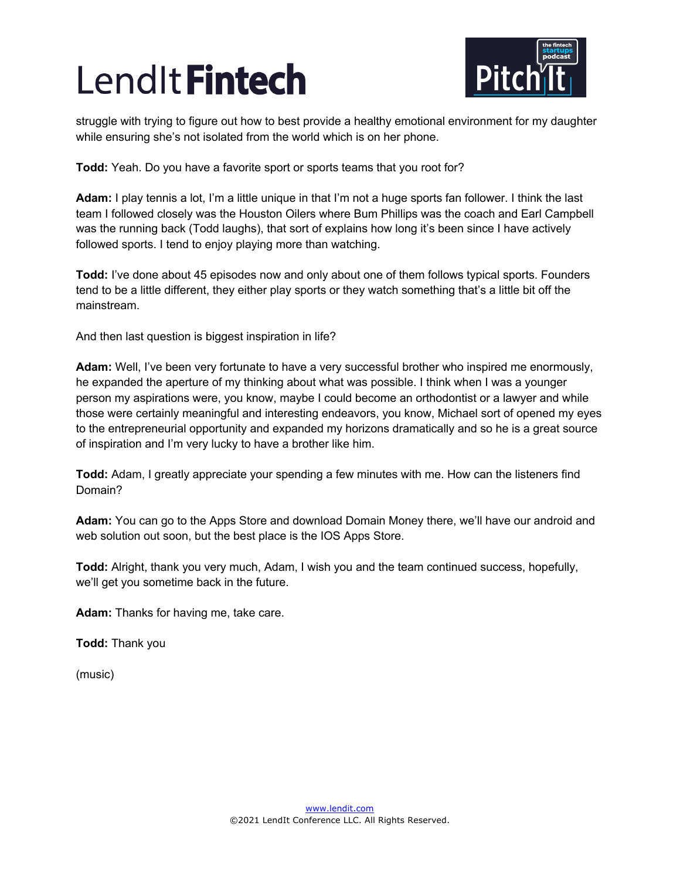struggle with trying to figure out how to best provide a healthy emotional environment for my daughter while ensuring she's not isolated from the world which is on her phone.

**Todd:** Yeah. Do you have a favorite sport or sports teams that you root for?

**Adam:** I play tennis a lot, I'm a little unique in that I'm not a huge sports fan follower. I think the last team I followed closely was the Houston Oilers where Bum Phillips was the coach and Earl Campbell was the running back (Todd laughs), that sort of explains how long it's been since I have actively followed sports. I tend to enjoy playing more than watching.

**Todd:** I've done about 45 episodes now and only about one of them follows typical sports. Founders tend to be a little different, they either play sports or they watch something that's a little bit off the mainstream.

And then last question is biggest inspiration in life?

**Adam:** Well, I've been very fortunate to have a very successful brother who inspired me enormously, he expanded the aperture of my thinking about what was possible. I think when I was a younger person my aspirations were, you know, maybe I could become an orthodontist or a lawyer and while those were certainly meaningful and interesting endeavors, you know, Michael sort of opened my eyes to the entrepreneurial opportunity and expanded my horizons dramatically and so he is a great source of inspiration and I'm very lucky to have a brother like him.

**Todd:** Adam, I greatly appreciate your spending a few minutes with me. How can the listeners find Domain?

**Adam:** You can go to the Apps Store and download Domain Money there, we'll have our android and web solution out soon, but the best place is the IOS Apps Store.

**Todd:** Alright, thank you very much, Adam, I wish you and the team continued success, hopefully, we'll get you sometime back in the future.

**Adam:** Thanks for having me, take care.

**Todd:** Thank you

(music)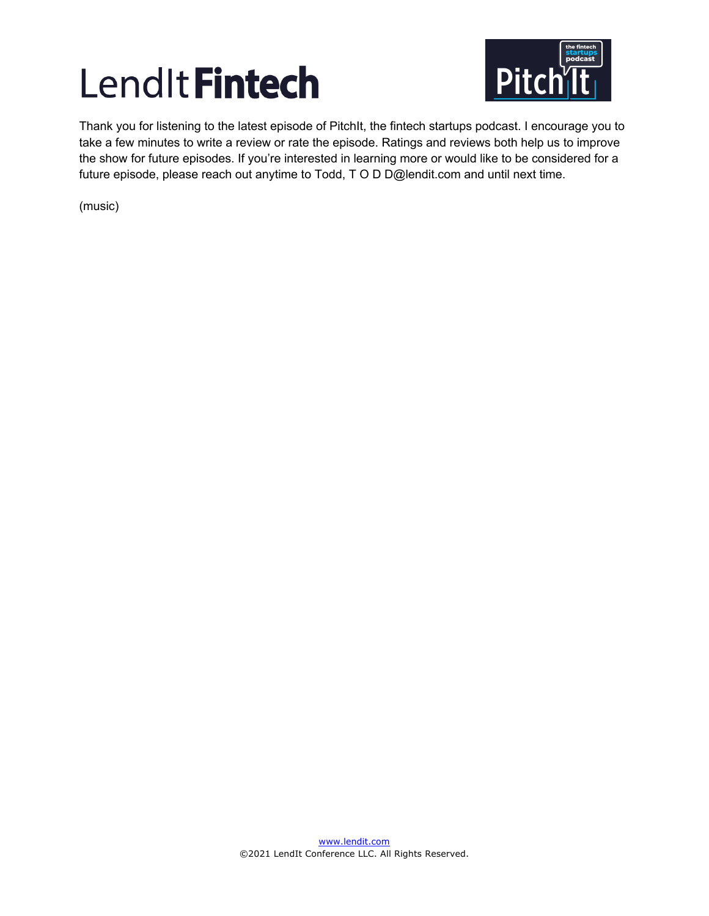Thank you for listening to the latest episode of PitchIt, the fintech startups podcast. I encourage you to take a few minutes to write a review or rate the episode. Ratings and reviews both help us to improve the show for future episodes. If you're interested in learning more or would like to be considered for a future episode, please reach out anytime to Todd, T O D D@lendit.com and until next time.

(music)